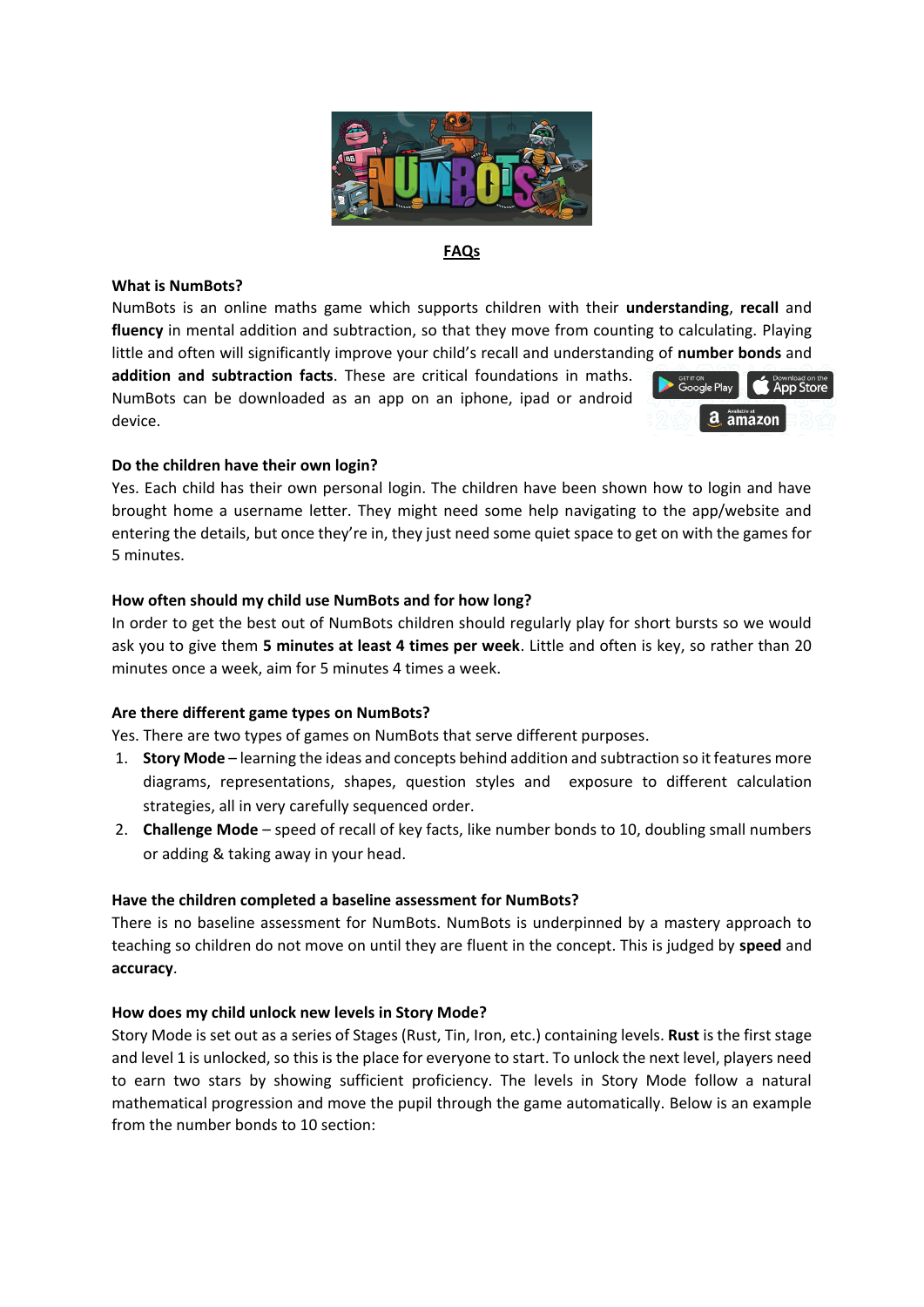## FAQs

**What is NumBots?**

NumBots is an online maths game which supports children with their **understanding**, **recall** and **fluency** in mental addition and subtraction, so that they move from counting to calculating. Playing little and often will significantly improve your child's recall and understanding of **number bonds** and **addition and subtraction facts**. These are critical foundations in maths. NumBots can be downloaded as an app on an iphone, ipad or android device.

**Do the children have their own login?**

Yes. Each child has their own personal login. The children have been shown how to login and have brought home a username letter. They might need some help navigating to the app/website and entering the details, but once they're in, they just need some quiet space to get on with the games for 5 minutes.

**How often should my child use NumBots and for how long?**

In order to get the best out of NumBots children should regularly play for short bursts so we would ask you to give them **5 minutes at least 4 times per week**. Little and often is key, so rather than 20 minutes once a week, aim for 5 minutes 4 times a week.

**Are there different game types on NumBots?**

Yes. There are two types of games on NumBots that serve different purposes.

1. **Story Mode** – learning the ideas and concepts behind addition and subtraction so it features more diagrams, representations, shapes, question styles and exposure to different calculation strategies, all in very carefully sequenced order.
2. **Challenge Mode** – speed of recall of key facts, like number bonds to 10, doubling small numbers or adding & taking away in your head.

**Have the children completed a baseline assessment for NumBots?**

There is no baseline assessment for NumBots. NumBots is underpinned by a mastery approach to teaching so children do not move on until they are fluent in the concept. This is judged by **speed** and **accuracy**.

**How does my child unlock new levels in Story Mode?**

Story Mode is set out as a series of Stages (Rust, Tin, Iron, etc.) containing levels. **Rust** is the first stage and level 1 is unlocked, so this is the place for everyone to start. To unlock the next level, players need to earn two stars by showing sufficient proficiency. The levels in Story Mode follow a natural mathematical progression and move the pupil through the game automatically. Below is an example from the number bonds to 10 section: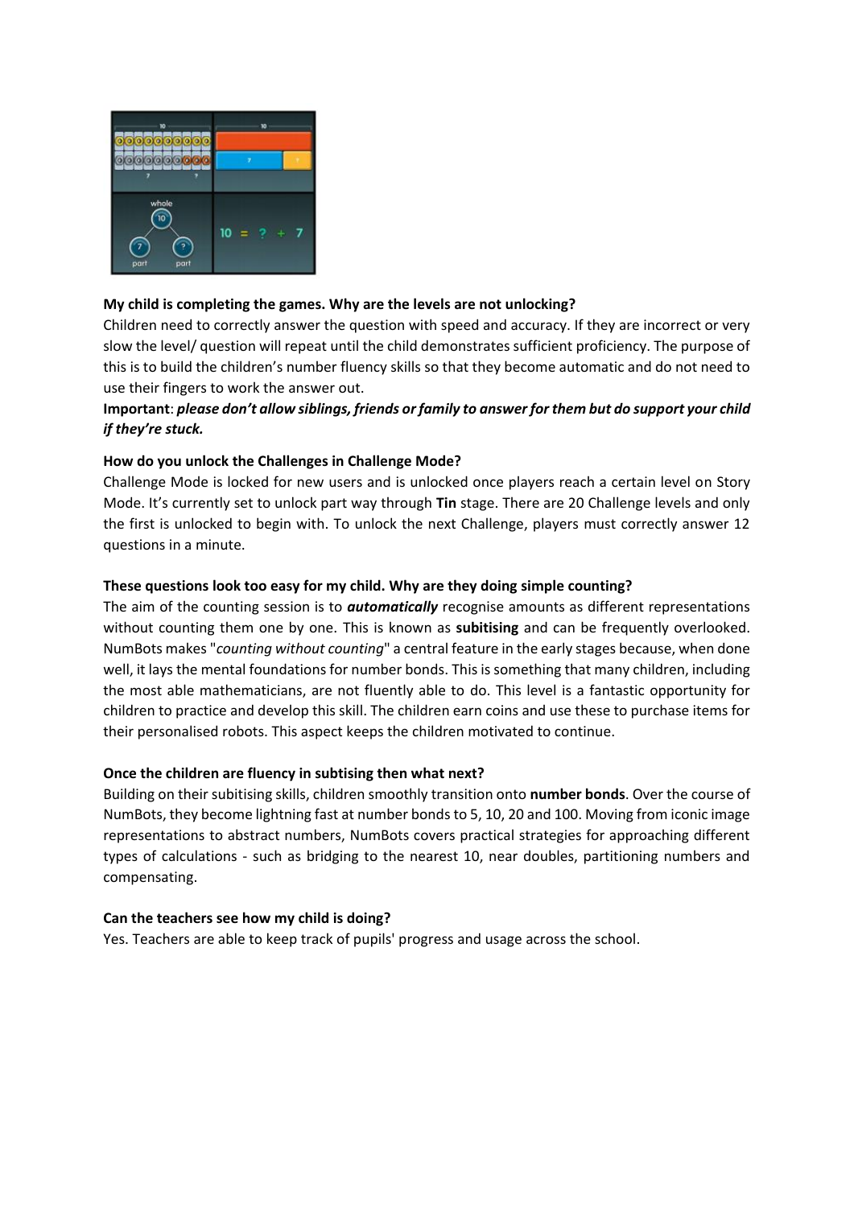**My child is completing the games. Why are the levels not unlocking?**

Children need to correctly answer the question with speed and accuracy. If they are incorrect or very slow the level/ question will repeat until the child demonstrates sufficient proficiency. The purpose of this is to build the children's number fluency skills so that they become automatic and do not need to use their fingers to work the answer out.

**Important**: ***please don't allow siblings, friends or family to answer for them but do support your child if they're stuck.***

**How do you unlock the Challenges in Challenge Mode?**

Challenge Mode is locked for new users and is unlocked once players reach a certain level on Story Mode. It's currently set to unlock part way through **Tin** stage. There are 20 Challenge levels and only the first is unlocked to begin with. To unlock the next Challenge, players must correctly answer 12 questions in a minute.

**These questions look too easy for my child. Why are they doing simple counting?**

The aim of the counting session is to ***automatically*** recognise amounts as different representations without counting them one by one. This is known as **subitising** and can be frequently overlooked. NumBots makes "*counting without counting*" a central feature in the early stages because, when done well, it lays the mental foundations for number bonds. This is something that many children, including the most able mathematicians, are not fluently able to do. This level is a fantastic opportunity for children to practice and develop this skill. The children earn coins and use these to purchase items for their personalised robots. This aspect keeps the children motivated to continue.

**Once the children are fluency in subtising then what next?**

Building on their subitising skills, children smoothly transition onto **number bonds**. Over the course of NumBots, they become lightning fast at number bonds to 5, 10, 20 and 100. Moving from iconic image representations to abstract numbers, NumBots covers practical strategies for approaching different types of calculations - such as bridging to the nearest 10, near doubles, partitioning numbers and compensating.

**Can the teachers see how my child is doing?**

Yes. Teachers are able to keep track of pupils' progress and usage across the school.